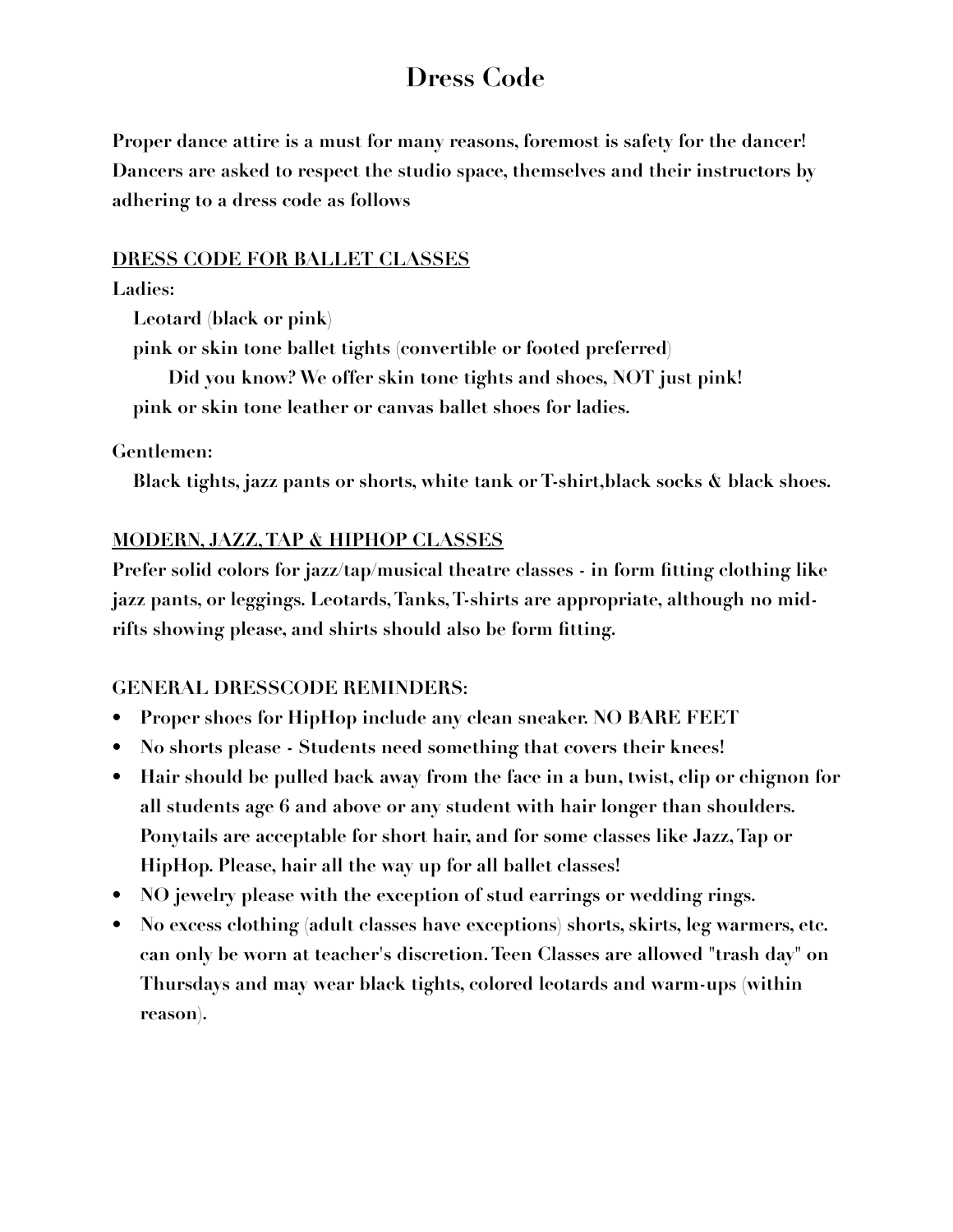# Dress Code

**Proper dance attire is a must for many reasons, foremost is safety for the dancer! Dancers are asked to respect the studio space, themselves and their instructors by adhering to a dress code as follows**

## DRESS CODE FOR BALLET CLASSES

**Ladies:**

**Leotard (black or pink)**

**pink or skin tone ballet tights (convertible or footed preferred)**

**Did you know? We offer skin tone tights and shoes, NOT just pink!**

**pink or skin tone leather or canvas ballet shoes for ladies.**

**Gentlemen:**

**Black tights, jazz pants or shorts, white tank or T-shirt,black socks & black shoes.**

## MODERN, JAZZ, TAP & HIPHOP CLASSES

**Prefer solid colors for jazz/tap/musical theatre classes - in form fitting clothing like jazz pants, or leggings. Leotards, Tanks, T-shirts are appropriate, although no mid-rifts showing please, and shirts should also be form fitting.**

## GENERAL DRESSCODE REMINDERS:

- **Proper shoes for HipHop include any clean sneaker. NO BARE FEET**
- **No shorts please - Students need something that covers their knees!**
- **Hair should be pulled back away from the face in a bun, twist, clip or chignon for all students age 6 and above or any student with hair longer than shoulders. Ponytails are acceptable for short hair, and for some classes like Jazz, Tap or HipHop. Please, hair all the way up for all ballet classes!**
- **NO jewelry please with the exception of stud earrings or wedding rings.**
- **No excess clothing (adult classes have exceptions) shorts, skirts, leg warmers, etc. can only be worn at teacher's discretion. Teen Classes are allowed "trash day" on Thursdays and may wear black tights, colored leotards and warm-ups (within reason).**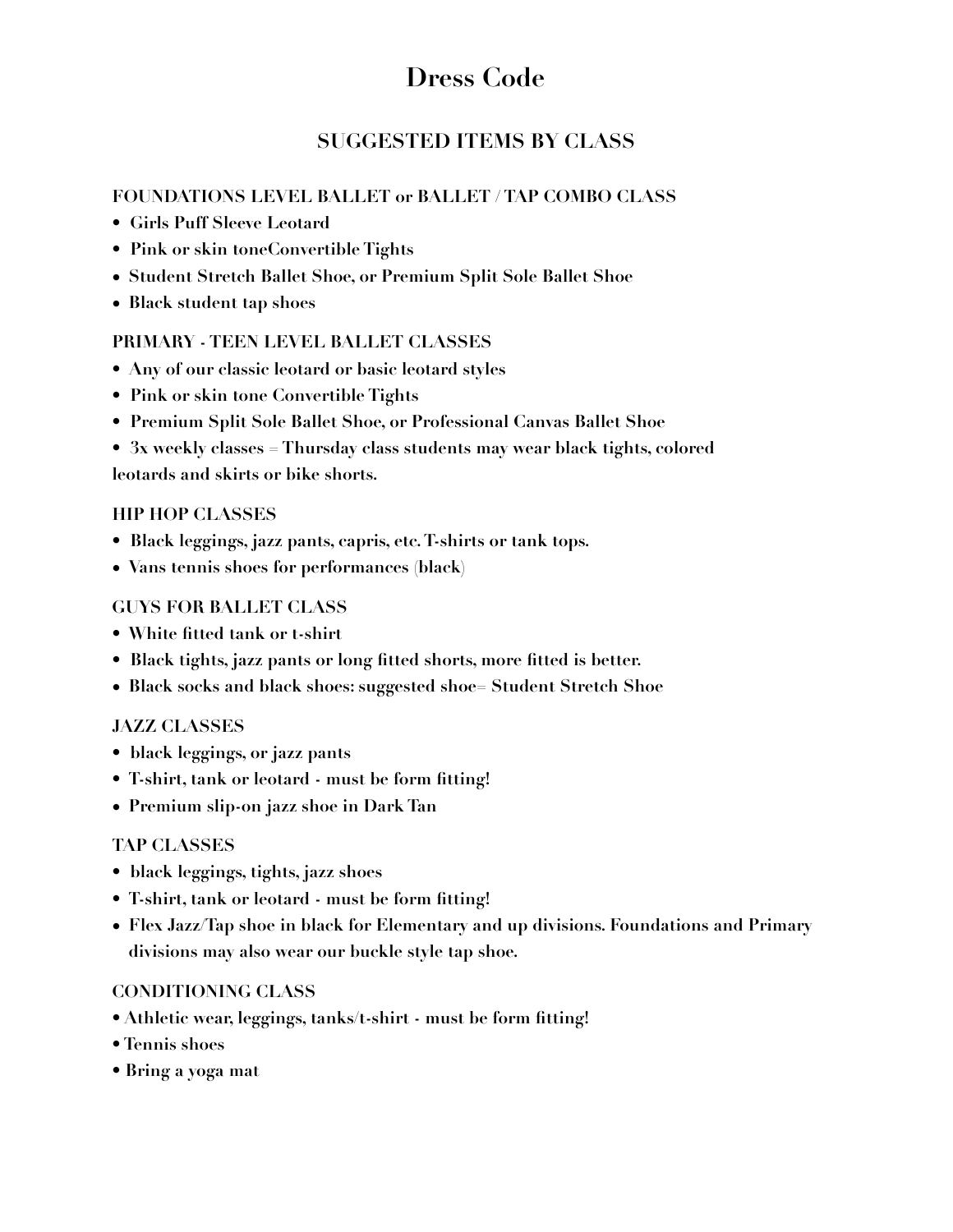# Dress Code

## SUGGESTED ITEMS BY CLASS

**FOUNDATIONS LEVEL BALLET or BALLET / TAP COMBO CLASS**

- Girls Puff Sleeve Leotard
- Pink or skin toneConvertible Tights
- Student Stretch Ballet Shoe, or Premium Split Sole Ballet Shoe
- Black student tap shoes

**PRIMARY - TEEN LEVEL BALLET CLASSES**

- Any of our classic leotard or basic leotard styles
- Pink or skin tone Convertible Tights
- Premium Split Sole Ballet Shoe, or Professional Canvas Ballet Shoe
- 3x weekly classes = Thursday class students may wear black tights, colored leotards and skirts or bike shorts.

**HIP HOP CLASSES**

- Black leggings, jazz pants, capris, etc. T-shirts or tank tops.
- Vans tennis shoes for performances (black)

**GUYS FOR BALLET CLASS**

- White fitted tank or t-shirt
- Black tights, jazz pants or long fitted shorts, more fitted is better.
- Black socks and black shoes: suggested shoe= Student Stretch Shoe

**JAZZ CLASSES**

- black leggings, or jazz pants
- T-shirt, tank or leotard - must be form fitting!
- Premium slip-on jazz shoe in Dark Tan

**TAP CLASSES**

- black leggings, tights, jazz shoes
- T-shirt, tank or leotard - must be form fitting!
- Flex Jazz/Tap shoe in black for Elementary and up divisions. Foundations and Primary divisions may also wear our buckle style tap shoe.

**CONDITIONING CLASS**

- Athletic wear, leggings, tanks/t-shirt - must be form fitting!
- Tennis shoes
- Bring a yoga mat